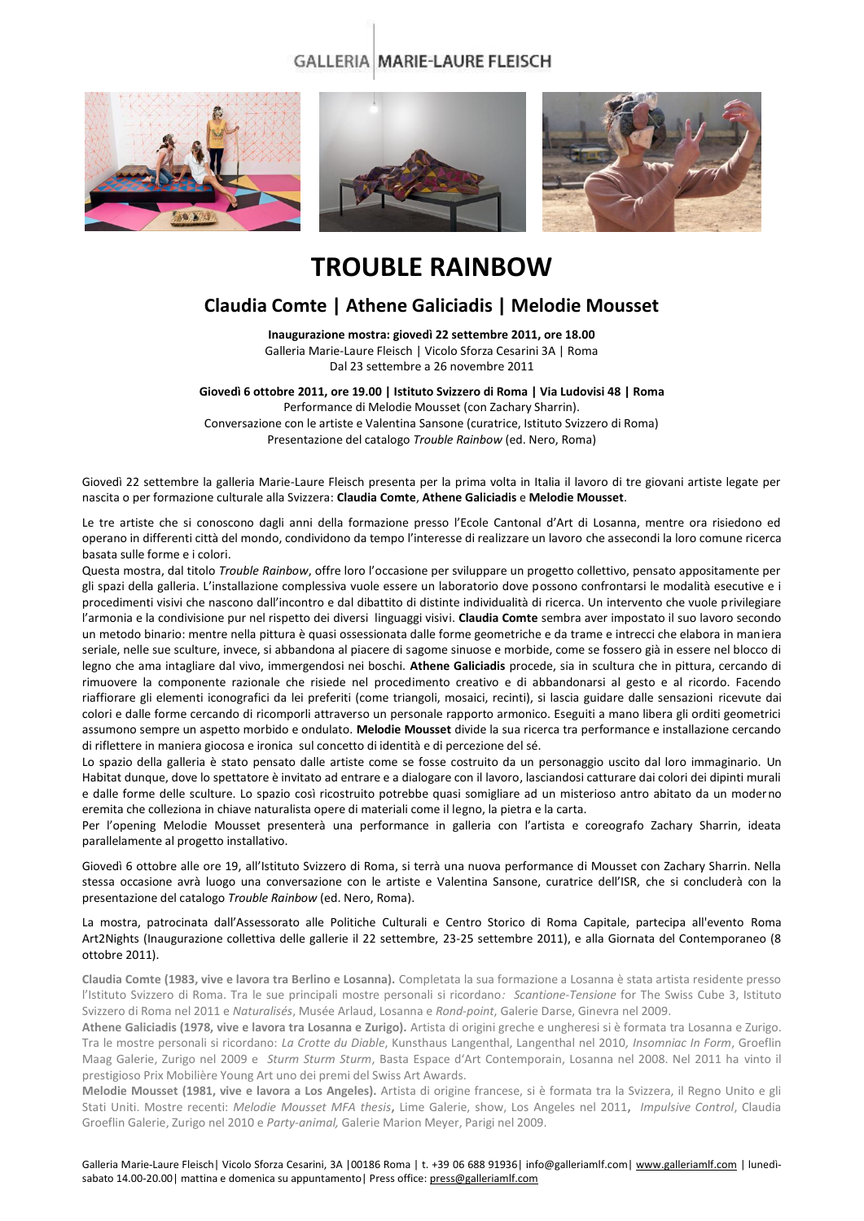GALLERIA | MARIE-LAURE FLEISCH

# TROUBLE RAINBOW

## Claudia Comte | Athene Galiciadis | Melodie Mousset

**Inaugurazione mostra: giovedì 22 settembre 2011, ore 18.00**
Galleria Marie-Laure Fleisch | Vicolo Sforza Cesarini 3A | Roma
Dal 23 settembre a 26 novembre 2011

**Giovedì 6 ottobre 2011, ore 19.00 | Istituto Svizzero di Roma | Via Ludovisi 48 | Roma**
Performance di Melodie Mousset (con Zachary Sharrin).
Conversazione con le artiste e Valentina Sansone (curatrice, Istituto Svizzero di Roma)
Presentazione del catalogo *Trouble Rainbow* (ed. Nero, Roma)

Giovedì 22 settembre la galleria Marie-Laure Fleisch presenta per la prima volta in Italia il lavoro di tre giovani artiste legate per nascita o per formazione culturale alla Svizzera: **Claudia Comte**, **Athene Galiciadis** e **Melodie Mousset**.

Le tre artiste che si conoscono dagli anni della formazione presso l'Ecole Cantonal d'Art di Losanna, mentre ora risiedono ed operano in differenti città del mondo, condividono da tempo l'interesse di realizzare un lavoro che assecondi la loro comune ricerca basata sulle forme e i colori.

Questa mostra, dal titolo *Trouble Rainbow*, offre loro l'occasione per sviluppare un progetto collettivo, pensato appositamente per gli spazi della galleria. L'installazione complessiva vuole essere un laboratorio dove possono confrontarsi le modalità esecutive e i procedimenti visivi che nascono dall'incontro e dal dibattito di distinte individualità di ricerca. Un intervento che vuole privilegiare l'armonia e la condivisione pur nel rispetto dei diversi linguaggi visivi. **Claudia Comte** sembra aver impostato il suo lavoro secondo un metodo binario: mentre nella pittura è quasi ossessionata dalle forme geometriche e da trame e intrecci che elabora in maniera seriale, nelle sue sculture, invece, si abbandona al piacere di sagome sinuose e morbide, come se fossero già in essere nel blocco di legno che ama intagliare dal vivo, immergendosi nei boschi. **Athene Galiciadis** procede, sia in scultura che in pittura, cercando di rimuovere la componente razionale che risiede nel procedimento creativo e di abbandonarsi al gesto e al ricordo. Facendo riaffiorare gli elementi iconografici da lei preferiti (come triangoli, mosaici, recinti), si lascia guidare dalle sensazioni ricevute dai colori e dalle forme cercando di ricomporli attraverso un personale rapporto armonico. Eseguiti a mano libera gli orditi geometrici assumono sempre un aspetto morbido e ondulato. **Melodie Mousset** divide la sua ricerca tra performance e installazione cercando di riflettere in maniera giocosa e ironica sul concetto di identità e di percezione del sé.

Lo spazio della galleria è stato pensato dalle artiste come se fosse costruito da un personaggio uscito dal loro immaginario. Un Habitat dunque, dove lo spettatore è invitato ad entrare e a dialogare con il lavoro, lasciandosi catturare dai colori dei dipinti murali e dalle forme delle sculture. Lo spazio così ricostruito potrebbe quasi somigliare ad un misterioso antro abitato da un moderno eremita che colleziona in chiave naturalista opere di materiali come il legno, la pietra e la carta.

Per l'opening Melodie Mousset presenterà una performance in galleria con l'artista e coreografo Zachary Sharrin, ideata parallelamente al progetto installativo.

Giovedì 6 ottobre alle ore 19, all'Istituto Svizzero di Roma, si terrà una nuova performance di Mousset con Zachary Sharrin. Nella stessa occasione avrà luogo una conversazione con le artiste e Valentina Sansone, curatrice dell'ISR, che si concluderà con la presentazione del catalogo *Trouble Rainbow* (ed. Nero, Roma).

La mostra, patrocinata dall'Assessorato alle Politiche Culturali e Centro Storico di Roma Capitale, partecipa all'evento Roma Art2Nights (Inaugurazione collettiva delle gallerie il 22 settembre, 23-25 settembre 2011), e alla Giornata del Contemporaneo (8 ottobre 2011).

**Claudia Comte (1983, vive e lavora tra Berlino e Losanna).** Completata la sua formazione a Losanna è stata artista residente presso l'Istituto Svizzero di Roma. Tra le sue principali mostre personali si ricordano*: Scantione-Tensione* for The Swiss Cube 3, Istituto Svizzero di Roma nel 2011 e *Naturalisés*, Musée Arlaud, Losanna e *Rond-point*, Galerie Darse, Ginevra nel 2009.

**Athene Galiciadis (1978, vive e lavora tra Losanna e Zurigo).** Artista di origini greche e ungheresi si è formata tra Losanna e Zurigo. Tra le mostre personali si ricordano: *La Crotte du Diable*, Kunsthaus Langenthal, Langenthal nel 2010, *Insomniac In Form*, Groeflin Maag Galerie, Zurigo nel 2009 e *Sturm Sturm Sturm*, Basta Espace d'Art Contemporain, Losanna nel 2008. Nel 2011 ha vinto il prestigioso Prix Mobilière Young Art uno dei premi del Swiss Art Awards.

**Melodie Mousset (1981, vive e lavora a Los Angeles).** Artista di origine francese, si è formata tra la Svizzera, il Regno Unito e gli Stati Uniti. Mostre recenti: *Melodie Mousset MFA thesis***,** Lime Galerie, show, Los Angeles nel 2011**,** *Impulsive Control*, Claudia Groeflin Galerie, Zurigo nel 2010 e *Party-animal,* Galerie Marion Meyer, Parigi nel 2009.

Galleria Marie-Laure Fleisch| Vicolo Sforza Cesarini, 3A |00186 Roma | t. +39 06 688 91936| info@galleriamlf.com| www.galleriamlf.com | lunedì-sabato 14.00-20.00| mattina e domenica su appuntamento| Press office: press@galleriamlf.com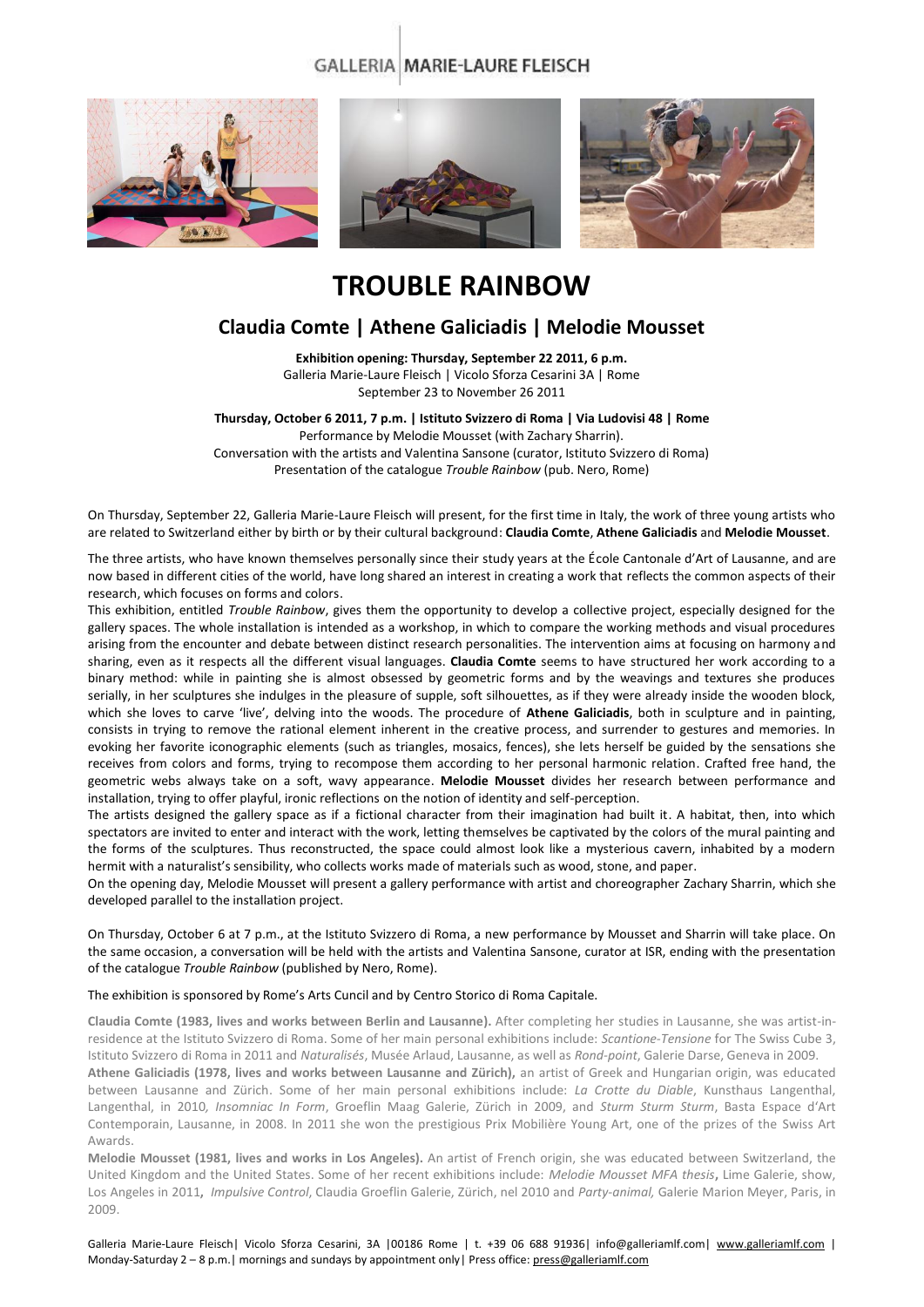GALLERIA | MARIE-LAURE FLEISCH

# TROUBLE RAINBOW

## Claudia Comte | Athene Galiciadis | Melodie Mousset

**Exhibition opening: Thursday, September 22 2011, 6 p.m.**
Galleria Marie-Laure Fleisch | Vicolo Sforza Cesarini 3A | Rome
September 23 to November 26 2011

**Thursday, October 6 2011, 7 p.m. | Istituto Svizzero di Roma | Via Ludovisi 48 | Rome**
Performance by Melodie Mousset (with Zachary Sharrin).
Conversation with the artists and Valentina Sansone (curator, Istituto Svizzero di Roma)
Presentation of the catalogue *Trouble Rainbow* (pub. Nero, Rome)

On Thursday, September 22, Galleria Marie-Laure Fleisch will present, for the first time in Italy, the work of three young artists who are related to Switzerland either by birth or by their cultural background: **Claudia Comte**, **Athene Galiciadis** and **Melodie Mousset**.

The three artists, who have known themselves personally since their study years at the École Cantonale d'Art of Lausanne, and are now based in different cities of the world, have long shared an interest in creating a work that reflects the common aspects of their research, which focuses on forms and colors.
This exhibition, entitled *Trouble Rainbow*, gives them the opportunity to develop a collective project, especially designed for the gallery spaces. The whole installation is intended as a workshop, in which to compare the working methods and visual procedures arising from the encounter and debate between distinct research personalities. The intervention aims at focusing on harmony and sharing, even as it respects all the different visual languages. **Claudia Comte** seems to have structured her work according to a binary method: while in painting she is almost obsessed by geometric forms and by the weavings and textures she produces serially, in her sculptures she indulges in the pleasure of supple, soft silhouettes, as if they were already inside the wooden block, which she loves to carve 'live', delving into the woods. The procedure of **Athene Galiciadis**, both in sculpture and in painting, consists in trying to remove the rational element inherent in the creative process, and surrender to gestures and memories. In evoking her favorite iconographic elements (such as triangles, mosaics, fences), she lets herself be guided by the sensations she receives from colors and forms, trying to recompose them according to her personal harmonic relation. Crafted free hand, the geometric webs always take on a soft, wavy appearance. **Melodie Mousset** divides her research between performance and installation, trying to offer playful, ironic reflections on the notion of identity and self-perception.
The artists designed the gallery space as if a fictional character from their imagination had built it. A habitat, then, into which spectators are invited to enter and interact with the work, letting themselves be captivated by the colors of the mural painting and the forms of the sculptures. Thus reconstructed, the space could almost look like a mysterious cavern, inhabited by a modern hermit with a naturalist's sensibility, who collects works made of materials such as wood, stone, and paper.
On the opening day, Melodie Mousset will present a gallery performance with artist and choreographer Zachary Sharrin, which she developed parallel to the installation project.

On Thursday, October 6 at 7 p.m., at the Istituto Svizzero di Roma, a new performance by Mousset and Sharrin will take place. On the same occasion, a conversation will be held with the artists and Valentina Sansone, curator at ISR, ending with the presentation of the catalogue *Trouble Rainbow* (published by Nero, Rome).

The exhibition is sponsored by Rome's Arts Cuncil and by Centro Storico di Roma Capitale.

**Claudia Comte (1983, lives and works between Berlin and Lausanne).** After completing her studies in Lausanne, she was artist-in-residence at the Istituto Svizzero di Roma. Some of her main personal exhibitions include: *Scantione-Tensione* for The Swiss Cube 3, Istituto Svizzero di Roma in 2011 and *Naturalisés*, Musée Arlaud, Lausanne, as well as *Rond-point*, Galerie Darse, Geneva in 2009.
**Athene Galiciadis (1978, lives and works between Lausanne and Zürich),** an artist of Greek and Hungarian origin, was educated between Lausanne and Zürich. Some of her main personal exhibitions include: *La Crotte du Diable*, Kunsthaus Langenthal, Langenthal, in 2010*, Insomniac In Form*, Groeflin Maag Galerie, Zürich in 2009, and *Sturm Sturm Sturm*, Basta Espace d'Art Contemporain, Lausanne, in 2008. In 2011 she won the prestigious Prix Mobilière Young Art, one of the prizes of the Swiss Art Awards.
**Melodie Mousset (1981, lives and works in Los Angeles).** An artist of French origin, she was educated between Switzerland, the United Kingdom and the United States. Some of her recent exhibitions include: *Melodie Mousset MFA thesis***,** Lime Galerie, show, Los Angeles in 2011**,** *Impulsive Control*, Claudia Groeflin Galerie, Zürich, nel 2010 and *Party-animal,* Galerie Marion Meyer, Paris, in 2009.

Galleria Marie-Laure Fleisch| Vicolo Sforza Cesarini, 3A |00186 Rome | t. +39 06 688 91936| info@galleriamlf.com| www.galleriamlf.com | Monday-Saturday 2 – 8 p.m.| mornings and sundays by appointment only| Press office: press@galleriamlf.com